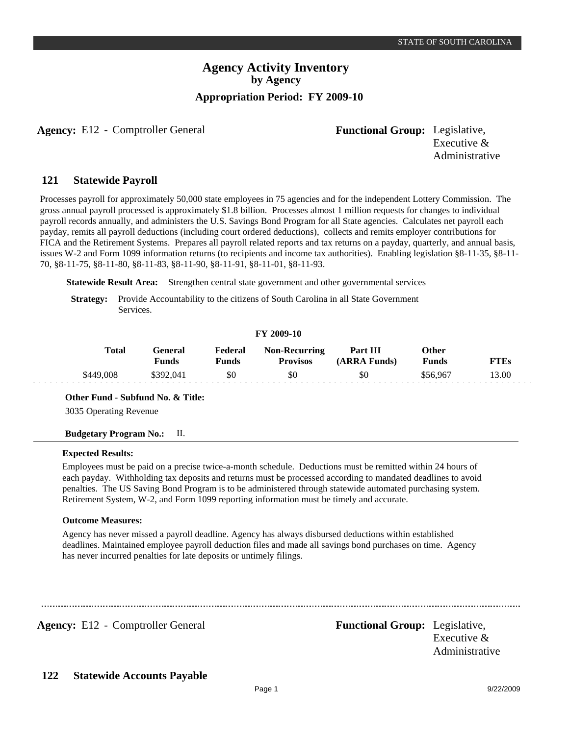STATE OF SOUTH CAROLINA

# Agency Activity Inventory
## by Agency
### Appropriation Period: FY 2009-10

**Agency:** E12 - Comptroller General **Functional Group:** Legislative, Executive & Administrative

## 121 Statewide Payroll

Processes payroll for approximately 50,000 state employees in 75 agencies and for the independent Lottery Commission. The gross annual payroll processed is approximately $1.8 billion. Processes almost 1 million requests for changes to individual payroll records annually, and administers the U.S. Savings Bond Program for all State agencies. Calculates net payroll each payday, remits all payroll deductions (including court ordered deductions), collects and remits employer contributions for FICA and the Retirement Systems. Prepares all payroll related reports and tax returns on a payday, quarterly, and annual basis, issues W-2 and Form 1099 information returns (to recipients and income tax authorities). Enabling legislation §8-11-35, §8-11-70, §8-11-75, §8-11-80, §8-11-83, §8-11-90, §8-11-91, §8-11-01, §8-11-93.

**Statewide Result Area:** Strengthen central state government and other governmental services

**Strategy:** Provide Accountability to the citizens of South Carolina in all State Government Services.

**FY 2009-10**

| Total | General Funds | Federal Funds | Non-Recurring Provisos | Part III (ARRA Funds) | Other Funds | FTEs |
|---|---|---|---|---|---|---|
| $449,008 | $392,041 | $0 | $0 | $0 | $56,967 | 13.00 |

**Other Fund - Subfund No. & Title:**

3035 Operating Revenue

**Budgetary Program No.:** II.

**Expected Results:**

Employees must be paid on a precise twice-a-month schedule. Deductions must be remitted within 24 hours of each payday. Withholding tax deposits and returns must be processed according to mandated deadlines to avoid penalties. The US Saving Bond Program is to be administered through statewide automated purchasing system. Retirement System, W-2, and Form 1099 reporting information must be timely and accurate.

**Outcome Measures:**

Agency has never missed a payroll deadline. Agency has always disbursed deductions within established deadlines. Maintained employee payroll deduction files and made all savings bond purchases on time. Agency has never incurred penalties for late deposits or untimely filings.

**Agency:** E12 - Comptroller General **Functional Group:** Legislative, Executive & Administrative

## 122 Statewide Accounts Payable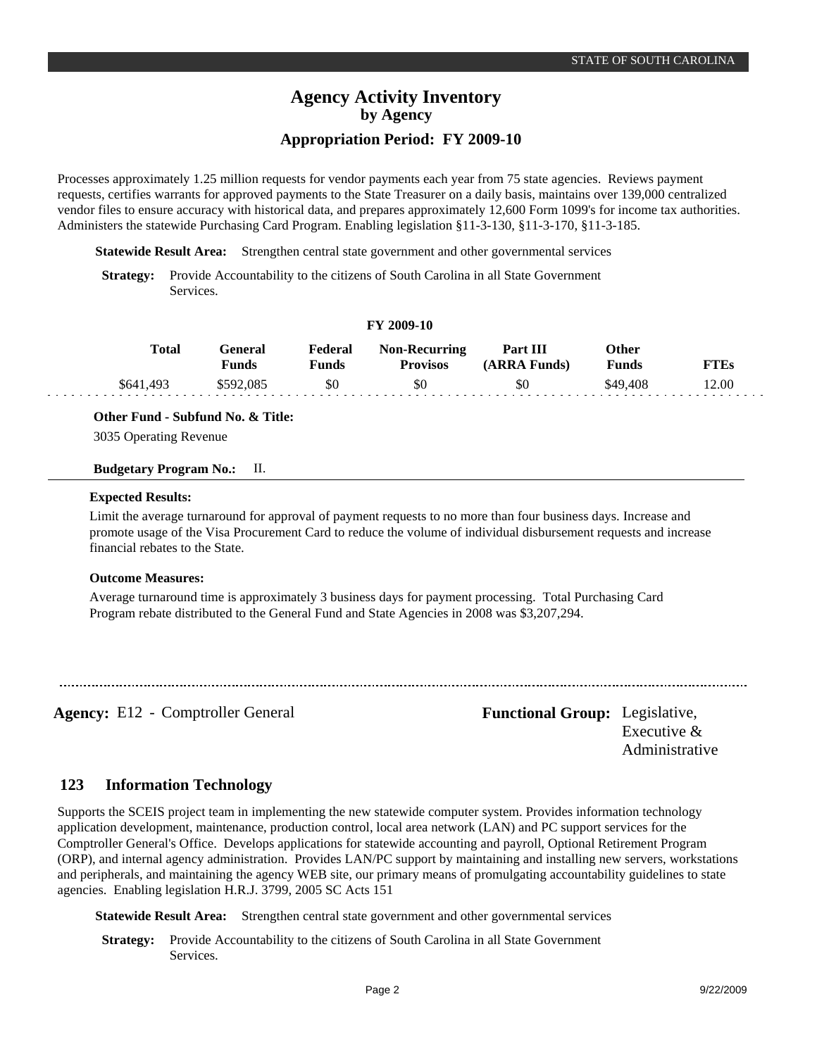## Agency Activity Inventory
### by Agency
### Appropriation Period: FY 2009-10

Processes approximately 1.25 million requests for vendor payments each year from 75 state agencies. Reviews payment requests, certifies warrants for approved payments to the State Treasurer on a daily basis, maintains over 139,000 centralized vendor files to ensure accuracy with historical data, and prepares approximately 12,600 Form 1099's for income tax authorities. Administers the statewide Purchasing Card Program. Enabling legislation §11-3-130, §11-3-170, §11-3-185.

**Statewide Result Area:** Strengthen central state government and other governmental services

**Strategy:** Provide Accountability to the citizens of South Carolina in all State Government Services.

**FY 2009-10**

| Total | General Funds | Federal Funds | Non-Recurring Provisos | Part III (ARRA Funds) | Other Funds | FTEs |
|---|---|---|---|---|---|---|
| $641,493 | $592,085 | $0 | $0 | $0 | $49,408 | 12.00 |

**Other Fund - Subfund No. & Title:**

3035 Operating Revenue

**Budgetary Program No.:** II.

**Expected Results:**

Limit the average turnaround for approval of payment requests to no more than four business days. Increase and promote usage of the Visa Procurement Card to reduce the volume of individual disbursement requests and increase financial rebates to the State.

**Outcome Measures:**

Average turnaround time is approximately 3 business days for payment processing. Total Purchasing Card Program rebate distributed to the General Fund and State Agencies in 2008 was $3,207,294.

---

**Agency:** E12 - Comptroller General

**Functional Group:** Legislative, Executive & Administrative

## 123 Information Technology

Supports the SCEIS project team in implementing the new statewide computer system. Provides information technology application development, maintenance, production control, local area network (LAN) and PC support services for the Comptroller General's Office. Develops applications for statewide accounting and payroll, Optional Retirement Program (ORP), and internal agency administration. Provides LAN/PC support by maintaining and installing new servers, workstations and peripherals, and maintaining the agency WEB site, our primary means of promulgating accountability guidelines to state agencies. Enabling legislation H.R.J. 3799, 2005 SC Acts 151

**Statewide Result Area:** Strengthen central state government and other governmental services

**Strategy:** Provide Accountability to the citizens of South Carolina in all State Government Services.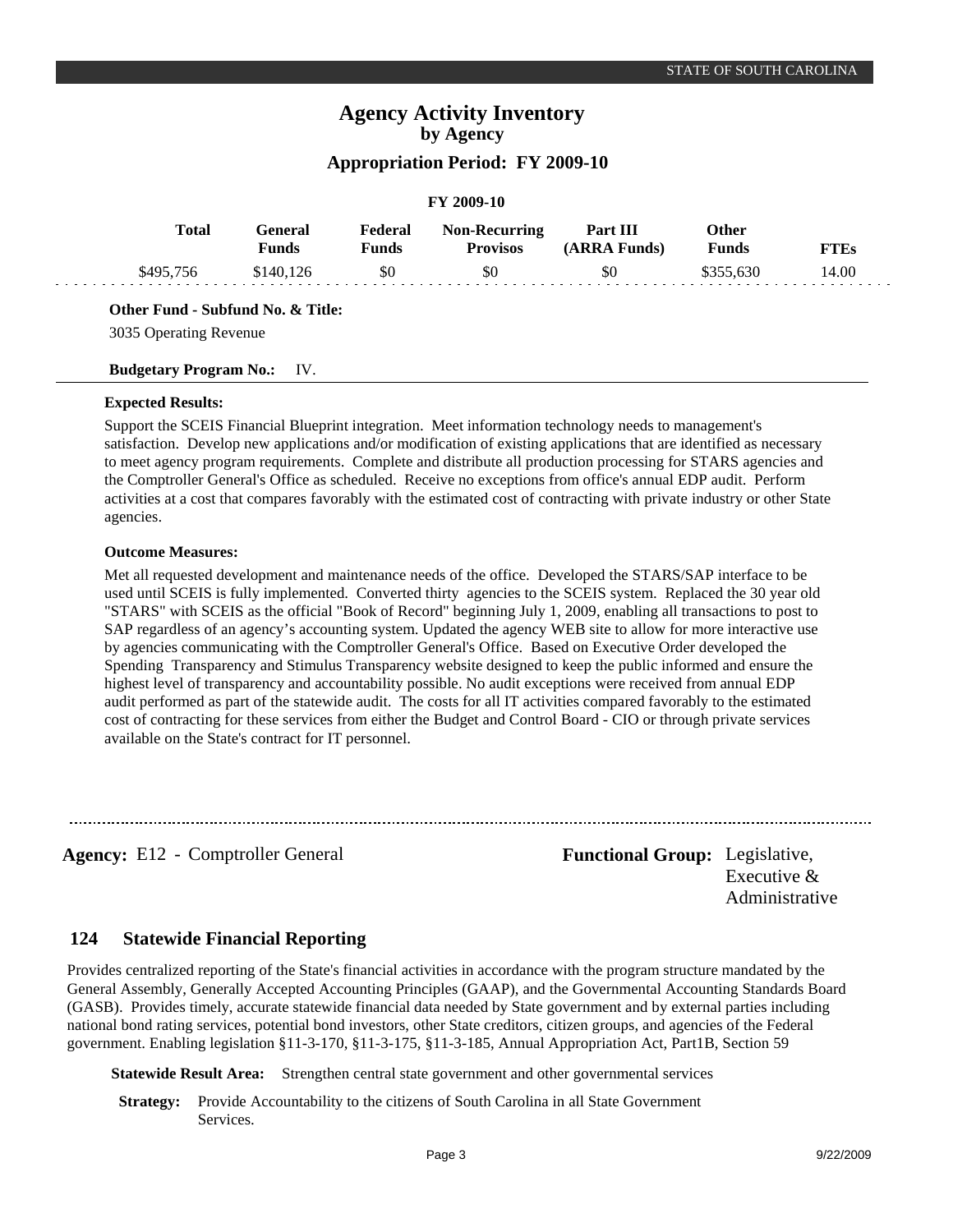# Agency Activity Inventory
## by Agency
### Appropriation Period: FY 2009-10

**FY 2009-10**

| Total | General Funds | Federal Funds | Non-Recurring Provisos | Part III (ARRA Funds) | Other Funds | FTEs |
|---|---|---|---|---|---|---|
| $495,756 | $140,126 | $0 | $0 | $0 | $355,630 | 14.00 |

**Other Fund - Subfund No. & Title:**

3035 Operating Revenue

**Budgetary Program No.:** IV.

**Expected Results:**

Support the SCEIS Financial Blueprint integration. Meet information technology needs to management's satisfaction. Develop new applications and/or modification of existing applications that are identified as necessary to meet agency program requirements. Complete and distribute all production processing for STARS agencies and the Comptroller General's Office as scheduled. Receive no exceptions from office's annual EDP audit. Perform activities at a cost that compares favorably with the estimated cost of contracting with private industry or other State agencies.

**Outcome Measures:**

Met all requested development and maintenance needs of the office. Developed the STARS/SAP interface to be used until SCEIS is fully implemented. Converted thirty agencies to the SCEIS system. Replaced the 30 year old "STARS" with SCEIS as the official "Book of Record" beginning July 1, 2009, enabling all transactions to post to SAP regardless of an agency's accounting system. Updated the agency WEB site to allow for more interactive use by agencies communicating with the Comptroller General's Office. Based on Executive Order developed the Spending Transparency and Stimulus Transparency website designed to keep the public informed and ensure the highest level of transparency and accountability possible. No audit exceptions were received from annual EDP audit performed as part of the statewide audit. The costs for all IT activities compared favorably to the estimated cost of contracting for these services from either the Budget and Control Board - CIO or through private services available on the State's contract for IT personnel.

---

**Agency:** E12 - Comptroller General

**Functional Group:** Legislative, Executive & Administrative

## 124 Statewide Financial Reporting

Provides centralized reporting of the State's financial activities in accordance with the program structure mandated by the General Assembly, Generally Accepted Accounting Principles (GAAP), and the Governmental Accounting Standards Board (GASB). Provides timely, accurate statewide financial data needed by State government and by external parties including national bond rating services, potential bond investors, other State creditors, citizen groups, and agencies of the Federal government. Enabling legislation §11-3-170, §11-3-175, §11-3-185, Annual Appropriation Act, Part1B, Section 59

**Statewide Result Area:** Strengthen central state government and other governmental services

**Strategy:** Provide Accountability to the citizens of South Carolina in all State Government Services.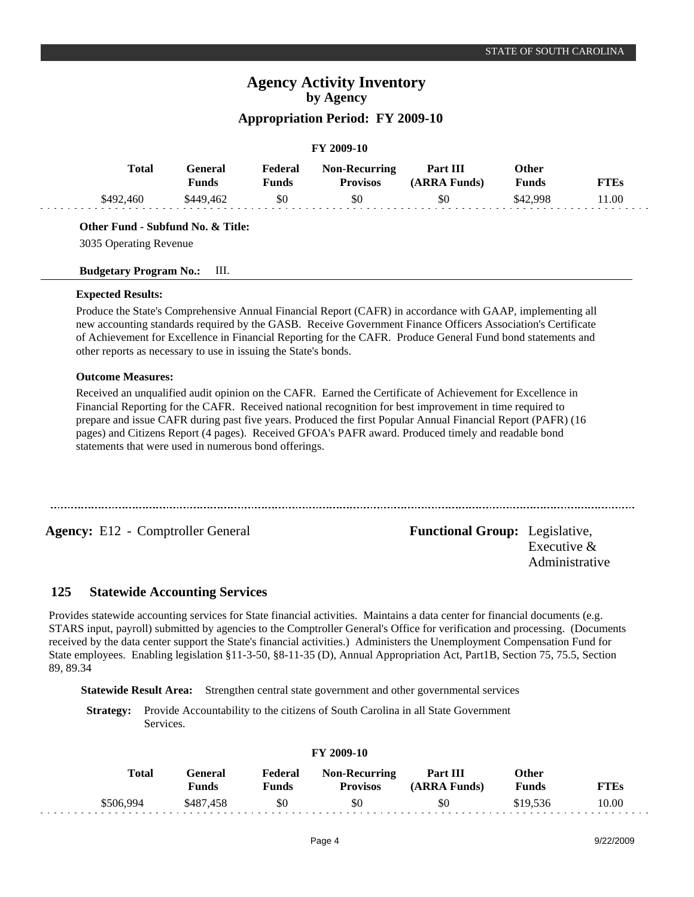**FY 2009-10**

| Total | General Funds | Federal Funds | Non-Recurring Provisos | Part III (ARRA Funds) | Other Funds | FTEs |
|---|---|---|---|---|---|---|
| $492,460 | $449,462 | $0 | $0 | $0 | $42,998 | 11.00 |

**Other Fund - Subfund No. & Title:**

3035 Operating Revenue

**Budgetary Program No.:** III.

**Expected Results:**

Produce the State's Comprehensive Annual Financial Report (CAFR) in accordance with GAAP, implementing all new accounting standards required by the GASB. Receive Government Finance Officers Association's Certificate of Achievement for Excellence in Financial Reporting for the CAFR. Produce General Fund bond statements and other reports as necessary to use in issuing the State's bonds.

**Outcome Measures:**

Received an unqualified audit opinion on the CAFR. Earned the Certificate of Achievement for Excellence in Financial Reporting for the CAFR. Received national recognition for best improvement in time required to prepare and issue CAFR during past five years. Produced the first Popular Annual Financial Report (PAFR) (16 pages) and Citizens Report (4 pages). Received GFOA's PAFR award. Produced timely and readable bond statements that were used in numerous bond offerings.

---

**Agency:** E12 - Comptroller General **Functional Group:** Legislative, Executive & Administrative

## 125 Statewide Accounting Services

Provides statewide accounting services for State financial activities. Maintains a data center for financial documents (e.g. STARS input, payroll) submitted by agencies to the Comptroller General's Office for verification and processing. (Documents received by the data center support the State's financial activities.) Administers the Unemployment Compensation Fund for State employees. Enabling legislation §11-3-50, §8-11-35 (D), Annual Appropriation Act, Part1B, Section 75, 75.5, Section 89, 89.34

**Statewide Result Area:** Strengthen central state government and other governmental services

**Strategy:** Provide Accountability to the citizens of South Carolina in all State Government Services.

**FY 2009-10**

| Total | General Funds | Federal Funds | Non-Recurring Provisos | Part III (ARRA Funds) | Other Funds | FTEs |
|---|---|---|---|---|---|---|
| $506,994 | $487,458 | $0 | $0 | $0 | $19,536 | 10.00 |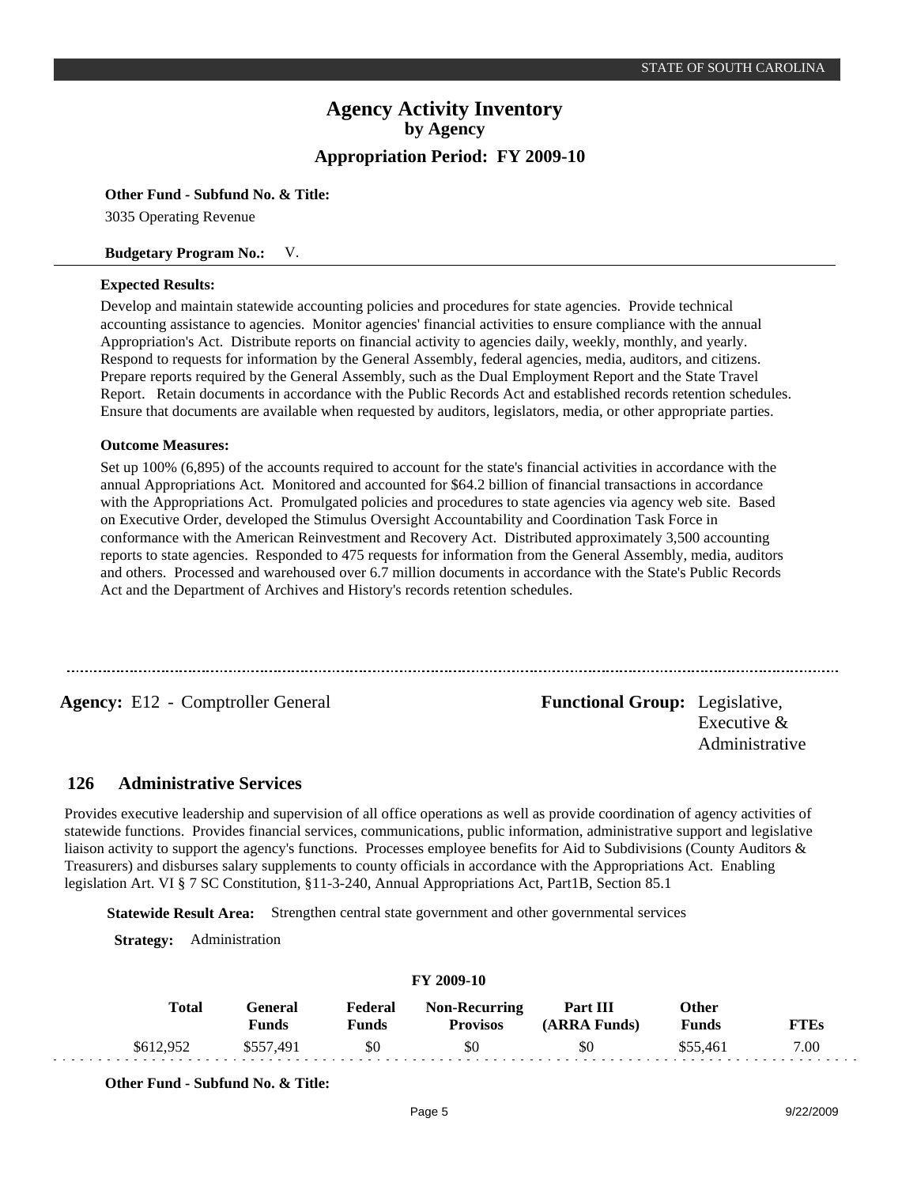**Other Fund - Subfund No. & Title:**

3035 Operating Revenue

**Budgetary Program No.:** V.

**Expected Results:**

Develop and maintain statewide accounting policies and procedures for state agencies. Provide technical accounting assistance to agencies. Monitor agencies' financial activities to ensure compliance with the annual Appropriation's Act. Distribute reports on financial activity to agencies daily, weekly, monthly, and yearly. Respond to requests for information by the General Assembly, federal agencies, media, auditors, and citizens. Prepare reports required by the General Assembly, such as the Dual Employment Report and the State Travel Report. Retain documents in accordance with the Public Records Act and established records retention schedules. Ensure that documents are available when requested by auditors, legislators, media, or other appropriate parties.

**Outcome Measures:**

Set up 100% (6,895) of the accounts required to account for the state's financial activities in accordance with the annual Appropriations Act. Monitored and accounted for $64.2 billion of financial transactions in accordance with the Appropriations Act. Promulgated policies and procedures to state agencies via agency web site. Based on Executive Order, developed the Stimulus Oversight Accountability and Coordination Task Force in conformance with the American Reinvestment and Recovery Act. Distributed approximately 3,500 accounting reports to state agencies. Responded to 475 requests for information from the General Assembly, media, auditors and others. Processed and warehoused over 6.7 million documents in accordance with the State's Public Records Act and the Department of Archives and History's records retention schedules.

---

**Agency:** E12 - Comptroller General

**Functional Group:** Legislative, Executive & Administrative

## 126 Administrative Services

Provides executive leadership and supervision of all office operations as well as provide coordination of agency activities of statewide functions. Provides financial services, communications, public information, administrative support and legislative liaison activity to support the agency's functions. Processes employee benefits for Aid to Subdivisions (County Auditors & Treasurers) and disburses salary supplements to county officials in accordance with the Appropriations Act. Enabling legislation Art. VI § 7 SC Constitution, §11-3-240, Annual Appropriations Act, Part1B, Section 85.1

**Statewide Result Area:** Strengthen central state government and other governmental services

**Strategy:** Administration

**FY 2009-10**

| Total | General Funds | Federal Funds | Non-Recurring Provisos | Part III (ARRA Funds) | Other Funds | FTEs |
|---|---|---|---|---|---|---|
| $612,952 | $557,491 | $0 | $0 | $0 | $55,461 | 7.00 |

**Other Fund - Subfund No. & Title:**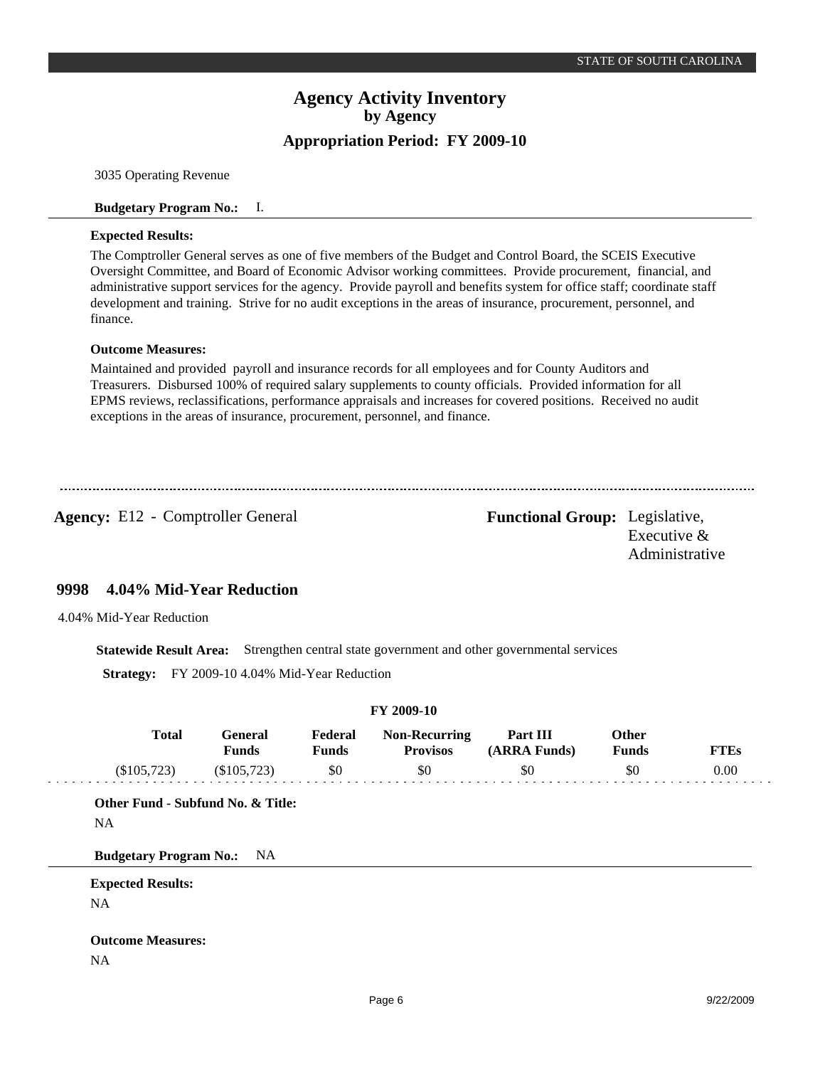3035 Operating Revenue

**Budgetary Program No.:** I.

**Expected Results:**

The Comptroller General serves as one of five members of the Budget and Control Board, the SCEIS Executive Oversight Committee, and Board of Economic Advisor working committees. Provide procurement, financial, and administrative support services for the agency. Provide payroll and benefits system for office staff; coordinate staff development and training. Strive for no audit exceptions in the areas of insurance, procurement, personnel, and finance.

**Outcome Measures:**

Maintained and provided payroll and insurance records for all employees and for County Auditors and Treasurers. Disbursed 100% of required salary supplements to county officials. Provided information for all EPMS reviews, reclassifications, performance appraisals and increases for covered positions. Received no audit exceptions in the areas of insurance, procurement, personnel, and finance.

---

**Agency:** E12 - Comptroller General

**Functional Group:** Legislative, Executive & Administrative

## 9998 4.04% Mid-Year Reduction

4.04% Mid-Year Reduction

**Statewide Result Area:** Strengthen central state government and other governmental services

**Strategy:** FY 2009-10 4.04% Mid-Year Reduction

**FY 2009-10**

| Total | General Funds | Federal Funds | Non-Recurring Provisos | Part III (ARRA Funds) | Other Funds | FTEs |
|---|---|---|---|---|---|---|
| ($105,723) | ($105,723) | $0 | $0 | $0 | $0 | 0.00 |

**Other Fund - Subfund No. & Title:**

NA

**Budgetary Program No.:** NA

**Expected Results:**

NA

**Outcome Measures:**

NA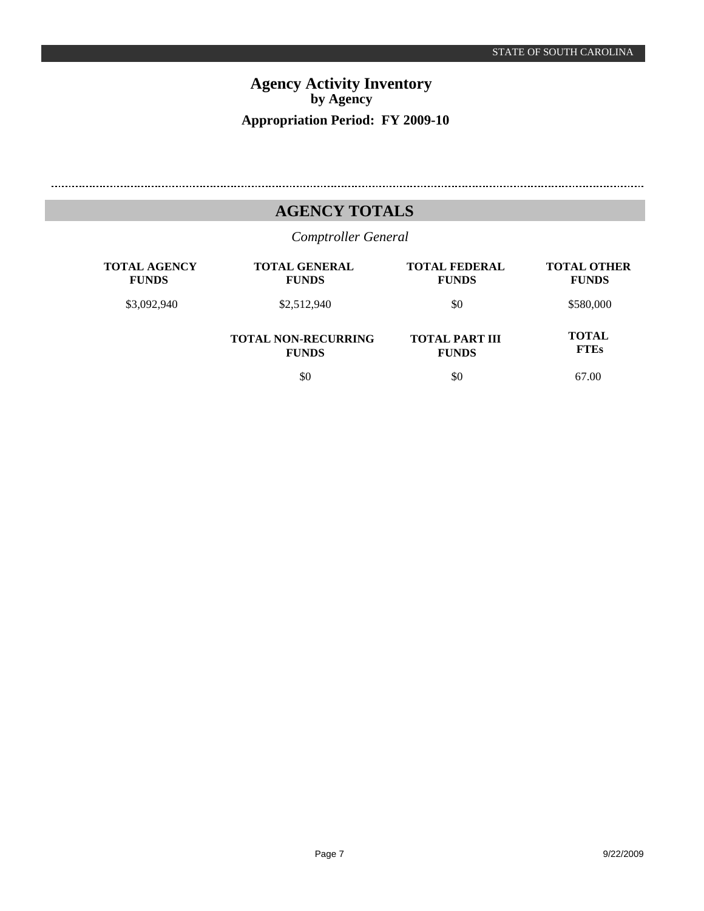# Agency Activity Inventory

### by Agency

### Appropriation Period: FY 2009-10

## AGENCY TOTALS

*Comptroller General*

| TOTAL AGENCY FUNDS | TOTAL GENERAL FUNDS | TOTAL FEDERAL FUNDS | TOTAL OTHER FUNDS |
|---|---|---|---|
| $3,092,940 | $2,512,940 | $0 | $580,000 |

| | TOTAL NON-RECURRING FUNDS | TOTAL PART III FUNDS | TOTAL FTEs |
|---|---|---|---|
| | $0 | $0 | 67.00 |